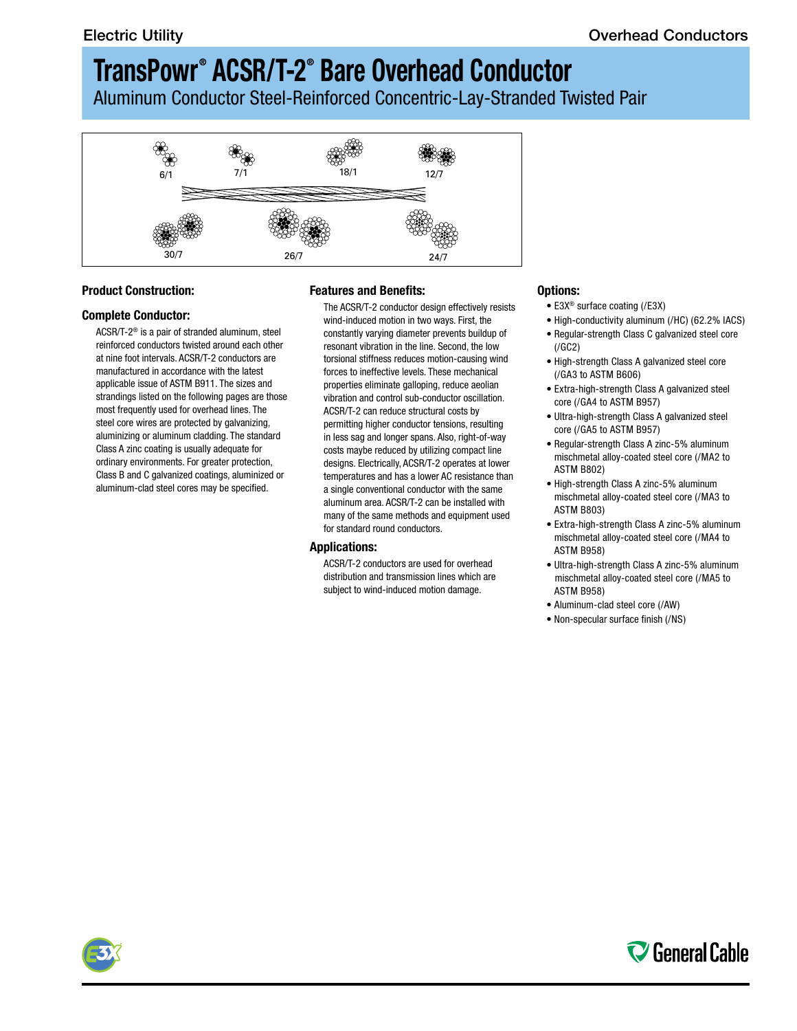# TransPowr® ACSR/T-2® Bare Overhead Conductor

Aluminum Conductor Steel-Reinforced Concentric-Lay-Stranded Twisted Pair

6/1 7/1 18/1 12/7

30/7 26/7 24/7

## Product Construction:

### Complete Conductor:

ACSR/T-2® is a pair of stranded aluminum, steel reinforced conductors twisted around each other at nine foot intervals. ACSR/T-2 conductors are manufactured in accordance with the latest applicable issue of ASTM B911. The sizes and strandings listed on the following pages are those most frequently used for overhead lines. The steel core wires are protected by galvanizing, aluminizing or aluminum cladding. The standard Class A zinc coating is usually adequate for ordinary environments. For greater protection, Class B and C galvanized coatings, aluminized or aluminum-clad steel cores may be specified.

## Features and Benefits:

The ACSR/T-2 conductor design effectively resists wind-induced motion in two ways. First, the constantly varying diameter prevents buildup of resonant vibration in the line. Second, the low torsional stiffness reduces motion-causing wind forces to ineffective levels. These mechanical properties eliminate galloping, reduce aeolian vibration and control sub-conductor oscillation. ACSR/T-2 can reduce structural costs by permitting higher conductor tensions, resulting in less sag and longer spans. Also, right-of-way costs maybe reduced by utilizing compact line designs. Electrically, ACSR/T-2 operates at lower temperatures and has a lower AC resistance than a single conventional conductor with the same aluminum area. ACSR/T-2 can be installed with many of the same methods and equipment used for standard round conductors.

## Applications:

ACSR/T-2 conductors are used for overhead distribution and transmission lines which are subject to wind-induced motion damage.

## Options:

- E3X® surface coating (/E3X)
- High-conductivity aluminum (/HC) (62.2% IACS)
- Regular-strength Class C galvanized steel core (/GC2)
- High-strength Class A galvanized steel core (/GA3 to ASTM B606)
- Extra-high-strength Class A galvanized steel core (/GA4 to ASTM B957)
- Ultra-high-strength Class A galvanized steel core (/GA5 to ASTM B957)
- Regular-strength Class A zinc-5% aluminum mischmetal alloy-coated steel core (/MA2 to ASTM B802)
- High-strength Class A zinc-5% aluminum mischmetal alloy-coated steel core (/MA3 to ASTM B803)
- Extra-high-strength Class A zinc-5% aluminum mischmetal alloy-coated steel core (/MA4 to ASTM B958)
- Ultra-high-strength Class A zinc-5% aluminum mischmetal alloy-coated steel core (/MA5 to ASTM B958)
- Aluminum-clad steel core (/AW)
- Non-specular surface finish (/NS)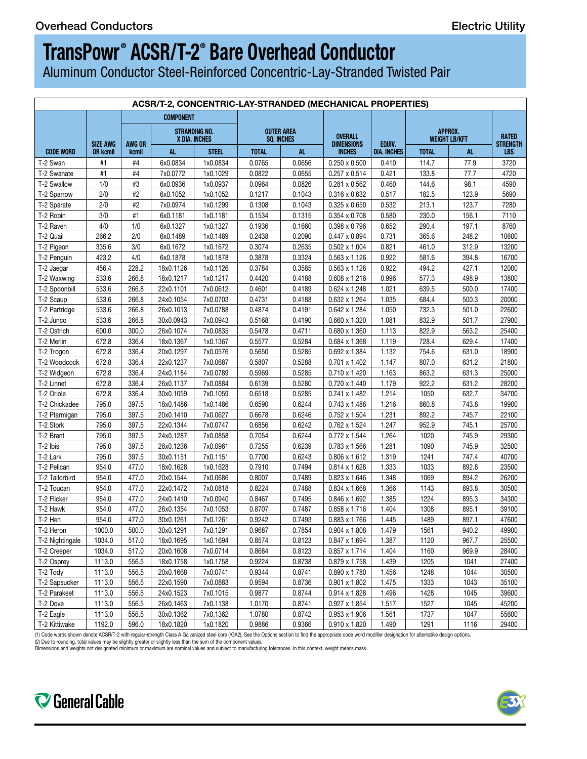# TransPowr® ACSR/T-2® Bare Overhead Conductor

Aluminum Conductor Steel-Reinforced Concentric-Lay-Stranded Twisted Pair

| ACSR/T-2, CONCENTRIC-LAY-STRANDED (MECHANICAL PROPERTIES) | | | | | | | | | | | |
|---|---|---|---|---|---|---|---|---|---|---|---|
| | | COMPONENT | | | | | | | | | |
| | | | STRANDING NO. X DIA. INCHES | | OUTER AREA SQ. INCHES | | OVERALL DIMENSIONS INCHES | EQUIV. DIA. INCHES | APPROX. WEIGHT LB/KFT | | RATED STRENGTH LBS |
| CODE WORD | SIZE AWG OR kcmil | AWG OR kcmil | AL | STEEL | TOTAL | AL | | | TOTAL | AL | |
| T-2 Swan | #1 | #4 | 6x0.0834 | 1x0.0834 | 0.0765 | 0.0656 | 0.250 x 0.500 | 0.410 | 114.7 | 77.9 | 3720 |
| T-2 Swanate | #1 | #4 | 7x0.0772 | 1x0.1029 | 0.0822 | 0.0655 | 0.257 x 0.514 | 0.421 | 133.8 | 77.7 | 4720 |
| T-2 Swallow | 1/0 | #3 | 6x0.0936 | 1x0.0937 | 0.0964 | 0.0826 | 0.281 x 0.562 | 0.460 | 144.6 | 98.1 | 4590 |
| T-2 Sparrow | 2/0 | #2 | 6x0.1052 | 1x0.1052 | 0.1217 | 0.1043 | 0.316 x 0.632 | 0.517 | 182.5 | 123.9 | 5690 |
| T-2 Sparate | 2/0 | #2 | 7x0.0974 | 1x0.1299 | 0.1308 | 0.1043 | 0.325 x 0.650 | 0.532 | 213.1 | 123.7 | 7280 |
| T-2 Robin | 3/0 | #1 | 6x0.1181 | 1x0.1181 | 0.1534 | 0.1315 | 0.354 x 0.708 | 0.580 | 230.0 | 156.1 | 7110 |
| T-2 Raven | 4/0 | 1/0 | 6x0.1327 | 1x0.1327 | 0.1936 | 0.1660 | 0.398 x 0.796 | 0.652 | 290.4 | 197.1 | 8760 |
| T-2 Quail | 266.2 | 2/0 | 6x0.1489 | 1x0.1489 | 0.2438 | 0.2090 | 0.447 x 0.894 | 0.731 | 365.6 | 248.2 | 10600 |
| T-2 Pigeon | 335.6 | 3/0 | 6x0.1672 | 1x0.1672 | 0.3074 | 0.2635 | 0.502 x 1.004 | 0.821 | 461.0 | 312.9 | 13200 |
| T-2 Penguin | 423.2 | 4/0 | 6x0.1878 | 1x0.1878 | 0.3878 | 0.3324 | 0.563 x 1.126 | 0.922 | 581.6 | 394.8 | 16700 |
| T-2 Jaegar | 456.4 | 228.2 | 18x0.1126 | 1x0.1126 | 0.3784 | 0.3585 | 0.563 x 1.126 | 0.922 | 494.2 | 427.1 | 12000 |
| T-2 Waxwing | 533.6 | 266.8 | 18x0.1217 | 1x0.1217 | 0.4420 | 0.4188 | 0.608 x 1.216 | 0.996 | 577.3 | 498.9 | 13800 |
| T-2 Spoonbill | 533.6 | 266.8 | 22x0.1101 | 7x0.0612 | 0.4601 | 0.4189 | 0.624 x 1.248 | 1.021 | 639.5 | 500.0 | 17400 |
| T-2 Scaup | 533.6 | 266.8 | 24x0.1054 | 7x0.0703 | 0.4731 | 0.4188 | 0.632 x 1.264 | 1.035 | 684.4 | 500.3 | 20000 |
| T-2 Partridge | 533.6 | 266.8 | 26x0.1013 | 7x0.0788 | 0.4874 | 0.4191 | 0.642 x 1.284 | 1.050 | 732.3 | 501.0 | 22600 |
| T-2 Junco | 533.6 | 266.8 | 30x0.0943 | 7x0.0943 | 0.5168 | 0.4190 | 0.660 x 1.320 | 1.081 | 832.9 | 501.7 | 27900 |
| T-2 Ostrich | 600.0 | 300.0 | 26x0.1074 | 7x0.0835 | 0.5478 | 0.4711 | 0.680 x 1.360 | 1.113 | 822.9 | 563.2 | 25400 |
| T-2 Merlin | 672.8 | 336.4 | 18x0.1367 | 1x0.1367 | 0.5577 | 0.5284 | 0.684 x 1.368 | 1.119 | 728.4 | 629.4 | 17400 |
| T-2 Trogon | 672.8 | 336.4 | 20x0.1297 | 7x0.0576 | 0.5650 | 0.5285 | 0.692 x 1.384 | 1.132 | 754.6 | 631.0 | 18900 |
| T-2 Woodcock | 672.8 | 336.4 | 22x0.1237 | 7x0.0687 | 0.5807 | 0.5288 | 0.701 x 1.402 | 1.147 | 807.0 | 631.2 | 21800 |
| T-2 Widgeon | 672.8 | 336.4 | 24x0.1184 | 7x0.0789 | 0.5969 | 0.5285 | 0.710 x 1.420 | 1.163 | 863.2 | 631.3 | 25000 |
| T-2 Linnet | 672.8 | 336.4 | 26x0.1137 | 7x0.0884 | 0.6139 | 0.5280 | 0.720 x 1.440 | 1.179 | 922.2 | 631.2 | 28200 |
| T-2 Oriole | 672.8 | 336.4 | 30x0.1059 | 7x0.1059 | 0.6518 | 0.5285 | 0.741 x 1.482 | 1.214 | 1050 | 632.7 | 34700 |
| T-2 Chickadee | 795.0 | 397.5 | 18x0.1486 | 1x0.1486 | 0.6590 | 0.6244 | 0.743 x 1.486 | 1.216 | 860.8 | 743.8 | 19900 |
| T-2 Ptarmigan | 795.0 | 397.5 | 20x0.1410 | 7x0.0627 | 0.6678 | 0.6246 | 0.752 x 1.504 | 1.231 | 892.2 | 745.7 | 22100 |
| T-2 Stork | 795.0 | 397.5 | 22x0.1344 | 7x0.0747 | 0.6856 | 0.6242 | 0.762 x 1.524 | 1.247 | 952.9 | 745.1 | 25700 |
| T-2 Brant | 795.0 | 397.5 | 24x0.1287 | 7x0.0858 | 0.7054 | 0.6244 | 0.772 x 1.544 | 1.264 | 1020 | 745.9 | 29300 |
| T-2 Ibis | 795.0 | 397.5 | 26x0.1236 | 7x0.0961 | 0.7255 | 0.6239 | 0.783 x 1.566 | 1.281 | 1090 | 745.9 | 32500 |
| T-2 Lark | 795.0 | 397.5 | 30x0.1151 | 7x0.1151 | 0.7700 | 0.6243 | 0.806 x 1.612 | 1.319 | 1241 | 747.4 | 40700 |
| T-2 Pelican | 954.0 | 477.0 | 18x0.1628 | 1x0.1628 | 0.7910 | 0.7494 | 0.814 x 1.628 | 1.333 | 1033 | 892.8 | 23500 |
| T-2 Tailorbird | 954.0 | 477.0 | 20x0.1544 | 7x0.0686 | 0.8007 | 0.7489 | 0.823 x 1.646 | 1.348 | 1069 | 894.2 | 26200 |
| T-2 Toucan | 954.0 | 477.0 | 22x0.1472 | 7x0.0818 | 0.8224 | 0.7488 | 0.834 x 1.668 | 1.366 | 1143 | 893.8 | 30500 |
| T-2 Flicker | 954.0 | 477.0 | 24x0.1410 | 7x0.0940 | 0.8467 | 0.7495 | 0.846 x 1.692 | 1.385 | 1224 | 895.3 | 34300 |
| T-2 Hawk | 954.0 | 477.0 | 26x0.1354 | 7x0.1053 | 0.8707 | 0.7487 | 0.858 x 1.716 | 1.404 | 1308 | 895.1 | 39100 |
| T-2 Hen | 954.0 | 477.0 | 30x0.1261 | 7x0.1261 | 0.9242 | 0.7493 | 0.883 x 1.766 | 1.445 | 1489 | 897.1 | 47600 |
| T-2 Heron | 1000.0 | 500.0 | 30x0.1291 | 7x0.1291 | 0.9687 | 0.7854 | 0.904 x 1.808 | 1.479 | 1561 | 940.2 | 49900 |
| T-2 Nightingale | 1034.0 | 517.0 | 18x0.1695 | 1x0.1694 | 0.8574 | 0.8123 | 0.847 x 1.694 | 1.387 | 1120 | 967.7 | 25500 |
| T-2 Creeper | 1034.0 | 517.0 | 20x0.1608 | 7x0.0714 | 0.8684 | 0.8123 | 0.857 x 1.714 | 1.404 | 1160 | 969.9 | 28400 |
| T-2 Osprey | 1113.0 | 556.5 | 18x0.1758 | 1x0.1758 | 0.9224 | 0.8738 | 0.879 x 1.758 | 1.439 | 1205 | 1041 | 27400 |
| T-2 Tody | 1113.0 | 556.5 | 20x0.1668 | 7x0.0741 | 0.9344 | 0.8741 | 0.890 x 1.780 | 1.456 | 1248 | 1044 | 30500 |
| T-2 Sapsucker | 1113.0 | 556.5 | 22x0.1590 | 7x0.0883 | 0.9594 | 0.8736 | 0.901 x 1.802 | 1.475 | 1333 | 1043 | 35100 |
| T-2 Parakeet | 1113.0 | 556.5 | 24x0.1523 | 7x0.1015 | 0.9877 | 0.8744 | 0.914 x 1.828 | 1.496 | 1428 | 1045 | 39600 |
| T-2 Dove | 1113.0 | 556.5 | 26x0.1463 | 7x0.1138 | 1.0170 | 0.8741 | 0.927 x 1.854 | 1.517 | 1527 | 1045 | 45200 |
| T-2 Eagle | 1113.0 | 556.5 | 30x0.1362 | 7x0.1362 | 1.0780 | 0.8742 | 0.953 x 1.906 | 1.561 | 1737 | 1047 | 55600 |
| T-2 Kittiwake | 1192.0 | 596.0 | 18x0.1820 | 1x0.1820 | 0.9886 | 0.9366 | 0.910 x 1.820 | 1.490 | 1291 | 1116 | 29400 |

(1) Code words shown denote ACSR/T-2 with regular-strength Class A Galvanized steel core (/GA2). See the Options section to find the appropriate code word modifier designation for alternative design options.
(2) Due to rounding, total values may be slightly greater or slightly less than the sum of the component values.
Dimensions and weights not designated minimum or maximum are nominal values and subject to manufacturing tolerances. In this context, weight means mass.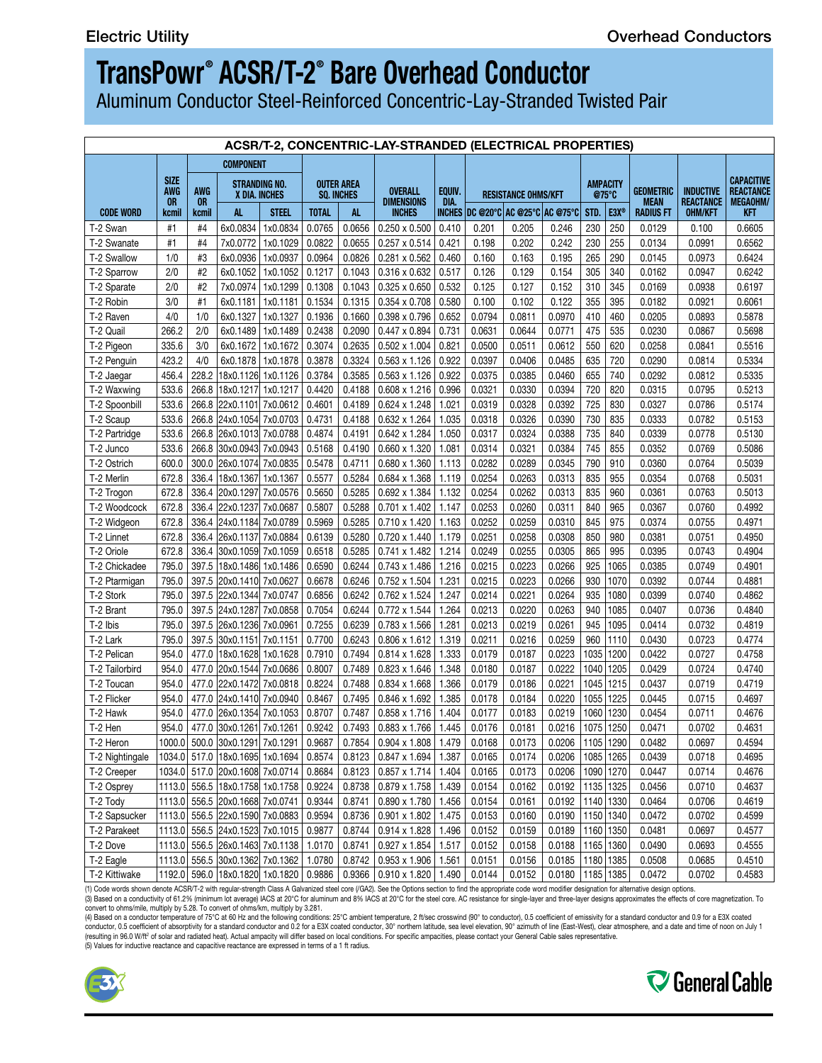# TransPowr® ACSR/T-2® Bare Overhead Conductor

Aluminum Conductor Steel-Reinforced Concentric-Lay-Stranded Twisted Pair

| ACSR/T-2, CONCENTRIC-LAY-STRANDED (ELECTRICAL PROPERTIES) | | | | | | | | | | | | | | | | |
|---|---|---|---|---|---|---|---|---|---|---|---|---|---|---|---|---|
| | | COMPONENT | | | | | | | | | | | | | | |
| | SIZE AWG OR | AWG OR | STRANDING NO. X DIA. INCHES | | OUTER AREA SQ. INCHES | | OVERALL DIMENSIONS | EQUIV. DIA. | RESISTANCE OHMS/KFT | | | AMPACITY @75°C | | GEOMETRIC MEAN | INDUCTIVE REACTANCE | CAPACITIVE REACTANCE MEGAOHM/ |
| CODE WORD | kcmil | kcmil | AL | STEEL | TOTAL | AL | INCHES | INCHES | DC @20°C | AC @25°C | AC @75°C | STD. | E3X® | RADIUS FT | OHM/KFT | KFT |
| T-2 Swan | #1 | #4 | 6x0.0834 | 1x0.0834 | 0.0765 | 0.0656 | 0.250 x 0.500 | 0.410 | 0.201 | 0.205 | 0.246 | 230 | 250 | 0.0129 | 0.100 | 0.6605 |
| T-2 Swanate | #1 | #4 | 7x0.0772 | 1x0.1029 | 0.0822 | 0.0655 | 0.257 x 0.514 | 0.421 | 0.198 | 0.202 | 0.242 | 230 | 255 | 0.0134 | 0.0991 | 0.6562 |
| T-2 Swallow | 1/0 | #3 | 6x0.0936 | 1x0.0937 | 0.0964 | 0.0826 | 0.281 x 0.562 | 0.460 | 0.160 | 0.163 | 0.195 | 265 | 290 | 0.0145 | 0.0973 | 0.6424 |
| T-2 Sparrow | 2/0 | #2 | 6x0.1052 | 1x0.1052 | 0.1217 | 0.1043 | 0.316 x 0.632 | 0.517 | 0.126 | 0.129 | 0.154 | 305 | 340 | 0.0162 | 0.0947 | 0.6242 |
| T-2 Sparate | 2/0 | #2 | 7x0.0974 | 1x0.1299 | 0.1308 | 0.1043 | 0.325 x 0.650 | 0.532 | 0.125 | 0.127 | 0.152 | 310 | 345 | 0.0169 | 0.0938 | 0.6197 |
| T-2 Robin | 3/0 | #1 | 6x0.1181 | 1x0.1181 | 0.1534 | 0.1315 | 0.354 x 0.708 | 0.580 | 0.100 | 0.102 | 0.122 | 355 | 395 | 0.0182 | 0.0921 | 0.6061 |
| T-2 Raven | 4/0 | 1/0 | 6x0.1327 | 1x0.1327 | 0.1936 | 0.1660 | 0.398 x 0.796 | 0.652 | 0.0794 | 0.0811 | 0.0970 | 410 | 460 | 0.0205 | 0.0893 | 0.5878 |
| T-2 Quail | 266.2 | 2/0 | 6x0.1489 | 1x0.1489 | 0.2438 | 0.2090 | 0.447 x 0.894 | 0.731 | 0.0631 | 0.0644 | 0.0771 | 475 | 535 | 0.0230 | 0.0867 | 0.5698 |
| T-2 Pigeon | 335.6 | 3/0 | 6x0.1672 | 1x0.1672 | 0.3074 | 0.2635 | 0.502 x 1.004 | 0.821 | 0.0500 | 0.0511 | 0.0612 | 550 | 620 | 0.0258 | 0.0841 | 0.5516 |
| T-2 Penguin | 423.2 | 4/0 | 6x0.1878 | 1x0.1878 | 0.3878 | 0.3324 | 0.563 x 1.126 | 0.922 | 0.0397 | 0.0406 | 0.0485 | 635 | 720 | 0.0290 | 0.0814 | 0.5334 |
| T-2 Jaegar | 456.4 | 228.2 | 18x0.1126 | 1x0.1126 | 0.3784 | 0.3585 | 0.563 x 1.126 | 0.922 | 0.0375 | 0.0385 | 0.0460 | 655 | 740 | 0.0292 | 0.0812 | 0.5335 |
| T-2 Waxwing | 533.6 | 266.8 | 18x0.1217 | 1x0.1217 | 0.4420 | 0.4188 | 0.608 x 1.216 | 0.996 | 0.0321 | 0.0330 | 0.0394 | 720 | 820 | 0.0315 | 0.0795 | 0.5213 |
| T-2 Spoonbill | 533.6 | 266.8 | 22x0.1101 | 7x0.0612 | 0.4601 | 0.4189 | 0.624 x 1.248 | 1.021 | 0.0319 | 0.0328 | 0.0392 | 725 | 830 | 0.0327 | 0.0786 | 0.5174 |
| T-2 Scaup | 533.6 | 266.8 | 24x0.1054 | 7x0.0703 | 0.4731 | 0.4188 | 0.632 x 1.264 | 1.035 | 0.0318 | 0.0326 | 0.0390 | 730 | 835 | 0.0333 | 0.0782 | 0.5153 |
| T-2 Partridge | 533.6 | 266.8 | 26x0.1013 | 7x0.0788 | 0.4874 | 0.4191 | 0.642 x 1.284 | 1.050 | 0.0317 | 0.0324 | 0.0388 | 735 | 840 | 0.0339 | 0.0778 | 0.5130 |
| T-2 Junco | 533.6 | 266.8 | 30x0.0943 | 7x0.0943 | 0.5168 | 0.4190 | 0.660 x 1.320 | 1.081 | 0.0314 | 0.0321 | 0.0384 | 745 | 855 | 0.0352 | 0.0769 | 0.5086 |
| T-2 Ostrich | 600.0 | 300.0 | 26x0.1074 | 7x0.0835 | 0.5478 | 0.4711 | 0.680 x 1.360 | 1.113 | 0.0282 | 0.0289 | 0.0345 | 790 | 910 | 0.0360 | 0.0764 | 0.5039 |
| T-2 Merlin | 672.8 | 336.4 | 18x0.1367 | 1x0.1367 | 0.5577 | 0.5284 | 0.684 x 1.368 | 1.119 | 0.0254 | 0.0263 | 0.0313 | 835 | 955 | 0.0354 | 0.0768 | 0.5031 |
| T-2 Trogon | 672.8 | 336.4 | 20x0.1297 | 7x0.0576 | 0.5650 | 0.5285 | 0.692 x 1.384 | 1.132 | 0.0254 | 0.0262 | 0.0313 | 835 | 960 | 0.0361 | 0.0763 | 0.5013 |
| T-2 Woodcock | 672.8 | 336.4 | 22x0.1237 | 7x0.0687 | 0.5807 | 0.5288 | 0.701 x 1.402 | 1.147 | 0.0253 | 0.0260 | 0.0311 | 840 | 965 | 0.0367 | 0.0760 | 0.4992 |
| T-2 Widgeon | 672.8 | 336.4 | 24x0.1184 | 7x0.0789 | 0.5969 | 0.5285 | 0.710 x 1.420 | 1.163 | 0.0252 | 0.0259 | 0.0310 | 845 | 975 | 0.0374 | 0.0755 | 0.4971 |
| T-2 Linnet | 672.8 | 336.4 | 26x0.1137 | 7x0.0884 | 0.6139 | 0.5280 | 0.720 x 1.440 | 1.179 | 0.0251 | 0.0258 | 0.0308 | 850 | 980 | 0.0381 | 0.0751 | 0.4950 |
| T-2 Oriole | 672.8 | 336.4 | 30x0.1059 | 7x0.1059 | 0.6518 | 0.5285 | 0.741 x 1.482 | 1.214 | 0.0249 | 0.0255 | 0.0305 | 865 | 995 | 0.0395 | 0.0743 | 0.4904 |
| T-2 Chickadee | 795.0 | 397.5 | 18x0.1486 | 1x0.1486 | 0.6590 | 0.6244 | 0.743 x 1.486 | 1.216 | 0.0215 | 0.0223 | 0.0266 | 925 | 1065 | 0.0385 | 0.0749 | 0.4901 |
| T-2 Ptarmigan | 795.0 | 397.5 | 20x0.1410 | 7x0.0627 | 0.6678 | 0.6246 | 0.752 x 1.504 | 1.231 | 0.0215 | 0.0223 | 0.0266 | 930 | 1070 | 0.0392 | 0.0744 | 0.4881 |
| T-2 Stork | 795.0 | 397.5 | 22x0.1344 | 7x0.0747 | 0.6856 | 0.6242 | 0.762 x 1.524 | 1.247 | 0.0214 | 0.0221 | 0.0264 | 935 | 1080 | 0.0399 | 0.0740 | 0.4862 |
| T-2 Brant | 795.0 | 397.5 | 24x0.1287 | 7x0.0858 | 0.7054 | 0.6244 | 0.772 x 1.544 | 1.264 | 0.0213 | 0.0220 | 0.0263 | 940 | 1085 | 0.0407 | 0.0736 | 0.4840 |
| T-2 Ibis | 795.0 | 397.5 | 26x0.1236 | 7x0.0961 | 0.7255 | 0.6239 | 0.783 x 1.566 | 1.281 | 0.0213 | 0.0219 | 0.0261 | 945 | 1095 | 0.0414 | 0.0732 | 0.4819 |
| T-2 Lark | 795.0 | 397.5 | 30x0.1151 | 7x0.1151 | 0.7700 | 0.6243 | 0.806 x 1.612 | 1.319 | 0.0211 | 0.0216 | 0.0259 | 960 | 1110 | 0.0430 | 0.0723 | 0.4774 |
| T-2 Pelican | 954.0 | 477.0 | 18x0.1628 | 1x0.1628 | 0.7910 | 0.7494 | 0.814 x 1.628 | 1.333 | 0.0179 | 0.0187 | 0.0223 | 1035 | 1200 | 0.0422 | 0.0727 | 0.4758 |
| T-2 Tailorbird | 954.0 | 477.0 | 20x0.1544 | 7x0.0686 | 0.8007 | 0.7489 | 0.823 x 1.646 | 1.348 | 0.0180 | 0.0187 | 0.0222 | 1040 | 1205 | 0.0429 | 0.0724 | 0.4740 |
| T-2 Toucan | 954.0 | 477.0 | 22x0.1472 | 7x0.0818 | 0.8224 | 0.7488 | 0.834 x 1.668 | 1.366 | 0.0179 | 0.0186 | 0.0221 | 1045 | 1215 | 0.0437 | 0.0719 | 0.4719 |
| T-2 Flicker | 954.0 | 477.0 | 24x0.1410 | 7x0.0940 | 0.8467 | 0.7495 | 0.846 x 1.692 | 1.385 | 0.0178 | 0.0184 | 0.0220 | 1055 | 1225 | 0.0445 | 0.0715 | 0.4697 |
| T-2 Hawk | 954.0 | 477.0 | 26x0.1354 | 7x0.1053 | 0.8707 | 0.7487 | 0.858 x 1.716 | 1.404 | 0.0177 | 0.0183 | 0.0219 | 1060 | 1230 | 0.0454 | 0.0711 | 0.4676 |
| T-2 Hen | 954.0 | 477.0 | 30x0.1261 | 7x0.1261 | 0.9242 | 0.7493 | 0.883 x 1.766 | 1.445 | 0.0176 | 0.0181 | 0.0216 | 1075 | 1250 | 0.0471 | 0.0702 | 0.4631 |
| T-2 Heron | 1000.0 | 500.0 | 30x0.1291 | 7x0.1291 | 0.9687 | 0.7854 | 0.904 x 1.808 | 1.479 | 0.0168 | 0.0173 | 0.0206 | 1105 | 1290 | 0.0482 | 0.0697 | 0.4594 |
| T-2 Nightingale | 1034.0 | 517.0 | 18x0.1695 | 1x0.1694 | 0.8574 | 0.8123 | 0.847 x 1.694 | 1.387 | 0.0165 | 0.0174 | 0.0206 | 1085 | 1265 | 0.0439 | 0.0718 | 0.4695 |
| T-2 Creeper | 1034.0 | 517.0 | 20x0.1608 | 7x0.0714 | 0.8684 | 0.8123 | 0.857 x 1.714 | 1.404 | 0.0165 | 0.0173 | 0.0206 | 1090 | 1270 | 0.0447 | 0.0714 | 0.4676 |
| T-2 Osprey | 1113.0 | 556.5 | 18x0.1758 | 1x0.1758 | 0.9224 | 0.8738 | 0.879 x 1.758 | 1.439 | 0.0154 | 0.0162 | 0.0192 | 1135 | 1325 | 0.0456 | 0.0710 | 0.4637 |
| T-2 Tody | 1113.0 | 556.5 | 20x0.1668 | 7x0.0741 | 0.9344 | 0.8741 | 0.890 x 1.780 | 1.456 | 0.0154 | 0.0161 | 0.0192 | 1140 | 1330 | 0.0464 | 0.0706 | 0.4619 |
| T-2 Sapsucker | 1113.0 | 556.5 | 22x0.1590 | 7x0.0883 | 0.9594 | 0.8736 | 0.901 x 1.802 | 1.475 | 0.0153 | 0.0160 | 0.0190 | 1150 | 1340 | 0.0472 | 0.0702 | 0.4599 |
| T-2 Parakeet | 1113.0 | 556.5 | 24x0.1523 | 7x0.1015 | 0.9877 | 0.8744 | 0.914 x 1.828 | 1.496 | 0.0152 | 0.0159 | 0.0189 | 1160 | 1350 | 0.0481 | 0.0697 | 0.4577 |
| T-2 Dove | 1113.0 | 556.5 | 26x0.1463 | 7x0.1138 | 1.0170 | 0.8741 | 0.927 x 1.854 | 1.517 | 0.0152 | 0.0158 | 0.0188 | 1165 | 1360 | 0.0490 | 0.0693 | 0.4555 |
| T-2 Eagle | 1113.0 | 556.5 | 30x0.1362 | 7x0.1362 | 1.0780 | 0.8742 | 0.953 x 1.906 | 1.561 | 0.0151 | 0.0156 | 0.0185 | 1180 | 1385 | 0.0508 | 0.0685 | 0.4510 |
| T-2 Kittiwake | 1192.0 | 596.0 | 18x0.1820 | 1x0.1820 | 0.9886 | 0.9366 | 0.910 x 1.820 | 1.490 | 0.0144 | 0.0152 | 0.0180 | 1185 | 1385 | 0.0472 | 0.0702 | 0.4583 |

(1) Code words shown denote ACSR/T-2 with regular-strength Class A Galvanized steel core (/GA2). See the Options section to find the appropriate code word modifier designation for alternative design options.
(3) Based on a conductivity of 61.2% (minimum lot average) IACS at 20°C for aluminum and 8% IACS at 20°C for the steel core. AC resistance for single-layer and three-layer designs approximates the effects of core magnetization. To convert to ohms/mile, multiply by 5.28. To convert of ohms/km, multiply by 3.281.
(4) Based on a conductor temperature of 75°C at 60 Hz and the following conditions: 25°C ambient temperature, 2 ft/sec crosswind (90° to conductor), 0.5 coefficient of emissivity for a standard conductor and 0.9 for a E3X coated conductor, 0.5 coefficient of absorptivity for a standard conductor and 0.2 for a E3X coated conductor, 30° northern latitude, sea level elevation, 90° azimuth of line (East-West), clear atmosphere, and a date and time of noon on July 1 (resulting in 96.0 W/ft² of solar and radiated heat). Actual ampacity will differ based on local conditions. For specific ampacities, please contact your General Cable sales representative.
(5) Values for inductive reactance and capacitive reactance are expressed in terms of a 1 ft radius.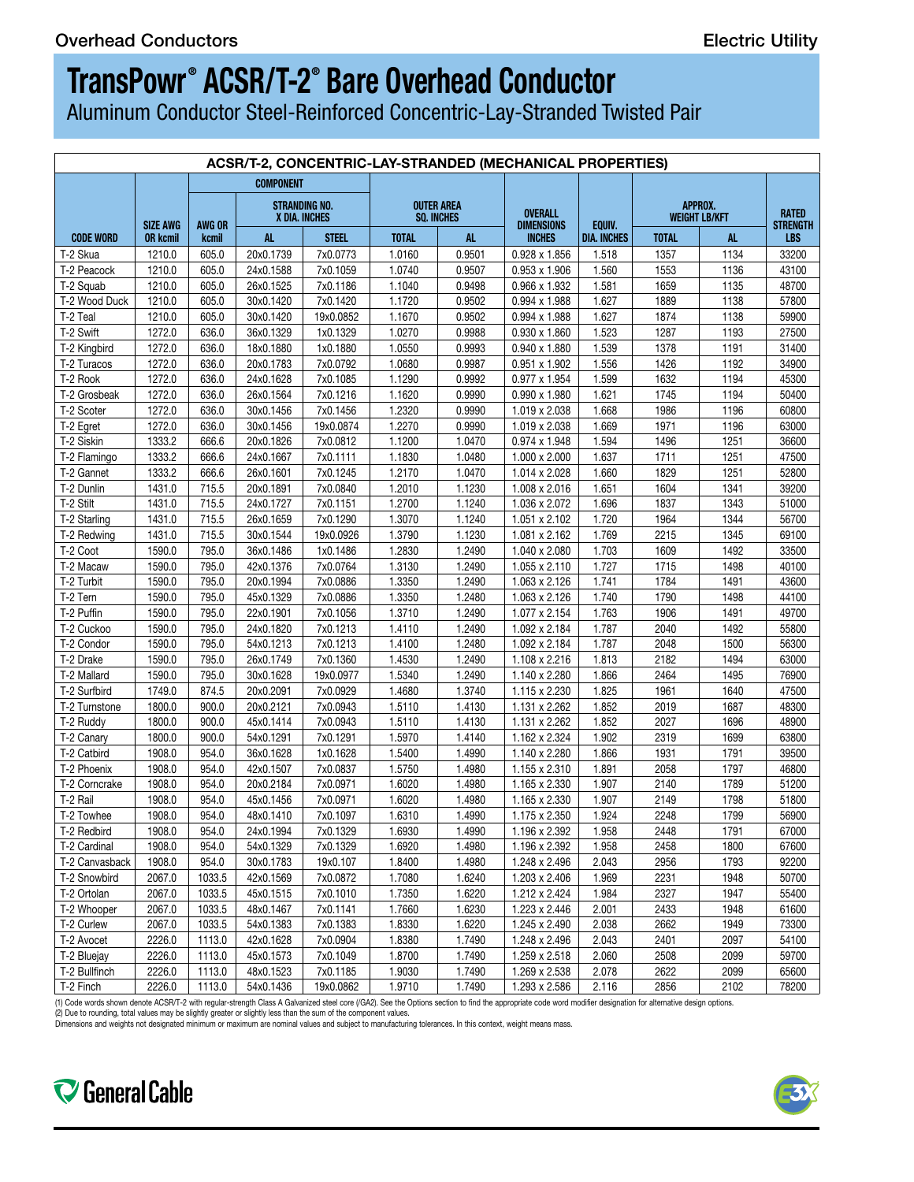# TransPowr® ACSR/T-2® Bare Overhead Conductor

Aluminum Conductor Steel-Reinforced Concentric-Lay-Stranded Twisted Pair

| ACSR/T-2, CONCENTRIC-LAY-STRANDED (MECHANICAL PROPERTIES) | | | | | | | | | | | |
|---|---|---|---|---|---|---|---|---|---|---|---|
| | | COMPONENT | | | | | | | | | |
| | | | STRANDING NO. X DIA. INCHES | | OUTER AREA SQ. INCHES | | | | APPROX. WEIGHT LB/KFT | | |
| CODE WORD | SIZE AWG OR kcmil | AWG OR kcmil | AL | STEEL | TOTAL | AL | OVERALL DIMENSIONS INCHES | EQUIV. DIA. INCHES | TOTAL | AL | RATED STRENGTH LBS |
| T-2 Skua | 1210.0 | 605.0 | 20x0.1739 | 7x0.0773 | 1.0160 | 0.9501 | 0.928 x 1.856 | 1.518 | 1357 | 1134 | 33200 |
| T-2 Peacock | 1210.0 | 605.0 | 24x0.1588 | 7x0.1059 | 1.0740 | 0.9507 | 0.953 x 1.906 | 1.560 | 1553 | 1136 | 43100 |
| T-2 Squab | 1210.0 | 605.0 | 26x0.1525 | 7x0.1186 | 1.1040 | 0.9498 | 0.966 x 1.932 | 1.581 | 1659 | 1135 | 48700 |
| T-2 Wood Duck | 1210.0 | 605.0 | 30x0.1420 | 7x0.1420 | 1.1720 | 0.9502 | 0.994 x 1.988 | 1.627 | 1889 | 1138 | 57800 |
| T-2 Teal | 1210.0 | 605.0 | 30x0.1420 | 19x0.0852 | 1.1670 | 0.9502 | 0.994 x 1.988 | 1.627 | 1874 | 1138 | 59900 |
| T-2 Swift | 1272.0 | 636.0 | 36x0.1329 | 1x0.1329 | 1.0270 | 0.9988 | 0.930 x 1.860 | 1.523 | 1287 | 1193 | 27500 |
| T-2 Kingbird | 1272.0 | 636.0 | 18x0.1880 | 1x0.1880 | 1.0550 | 0.9993 | 0.940 x 1.880 | 1.539 | 1378 | 1191 | 31400 |
| T-2 Turacos | 1272.0 | 636.0 | 20x0.1783 | 7x0.0792 | 1.0680 | 0.9987 | 0.951 x 1.902 | 1.556 | 1426 | 1192 | 34900 |
| T-2 Rook | 1272.0 | 636.0 | 24x0.1628 | 7x0.1085 | 1.1290 | 0.9992 | 0.977 x 1.954 | 1.599 | 1632 | 1194 | 45300 |
| T-2 Grosbeak | 1272.0 | 636.0 | 26x0.1564 | 7x0.1216 | 1.1620 | 0.9990 | 0.990 x 1.980 | 1.621 | 1745 | 1194 | 50400 |
| T-2 Scoter | 1272.0 | 636.0 | 30x0.1456 | 7x0.1456 | 1.2320 | 0.9990 | 1.019 x 2.038 | 1.668 | 1986 | 1196 | 60800 |
| T-2 Egret | 1272.0 | 636.0 | 30x0.1456 | 19x0.0874 | 1.2270 | 0.9990 | 1.019 x 2.038 | 1.669 | 1971 | 1196 | 63000 |
| T-2 Siskin | 1333.2 | 666.6 | 20x0.1826 | 7x0.0812 | 1.1200 | 1.0470 | 0.974 x 1.948 | 1.594 | 1496 | 1251 | 36600 |
| T-2 Flamingo | 1333.2 | 666.6 | 24x0.1667 | 7x0.1111 | 1.1830 | 1.0480 | 1.000 x 2.000 | 1.637 | 1711 | 1251 | 47500 |
| T-2 Gannet | 1333.2 | 666.6 | 26x0.1601 | 7x0.1245 | 1.2170 | 1.0470 | 1.014 x 2.028 | 1.660 | 1829 | 1251 | 52800 |
| T-2 Dunlin | 1431.0 | 715.5 | 20x0.1891 | 7x0.0840 | 1.2010 | 1.1230 | 1.008 x 2.016 | 1.651 | 1604 | 1341 | 39200 |
| T-2 Stilt | 1431.0 | 715.5 | 24x0.1727 | 7x0.1151 | 1.2700 | 1.1240 | 1.036 x 2.072 | 1.696 | 1837 | 1343 | 51000 |
| T-2 Starling | 1431.0 | 715.5 | 26x0.1659 | 7x0.1290 | 1.3070 | 1.1240 | 1.051 x 2.102 | 1.720 | 1964 | 1344 | 56700 |
| T-2 Redwing | 1431.0 | 715.5 | 30x0.1544 | 19x0.0926 | 1.3790 | 1.1230 | 1.081 x 2.162 | 1.769 | 2215 | 1345 | 69100 |
| T-2 Coot | 1590.0 | 795.0 | 36x0.1486 | 1x0.1486 | 1.2830 | 1.2490 | 1.040 x 2.080 | 1.703 | 1609 | 1492 | 33500 |
| T-2 Macaw | 1590.0 | 795.0 | 42x0.1376 | 7x0.0764 | 1.3130 | 1.2490 | 1.055 x 2.110 | 1.727 | 1715 | 1498 | 40100 |
| T-2 Turbit | 1590.0 | 795.0 | 20x0.1994 | 7x0.0886 | 1.3350 | 1.2490 | 1.063 x 2.126 | 1.741 | 1784 | 1491 | 43600 |
| T-2 Tern | 1590.0 | 795.0 | 45x0.1329 | 7x0.0886 | 1.3350 | 1.2480 | 1.063 x 2.126 | 1.740 | 1790 | 1498 | 44100 |
| T-2 Puffin | 1590.0 | 795.0 | 22x0.1901 | 7x0.1056 | 1.3710 | 1.2490 | 1.077 x 2.154 | 1.763 | 1906 | 1491 | 49700 |
| T-2 Cuckoo | 1590.0 | 795.0 | 24x0.1820 | 7x0.1213 | 1.4110 | 1.2490 | 1.092 x 2.184 | 1.787 | 2040 | 1492 | 55800 |
| T-2 Condor | 1590.0 | 795.0 | 54x0.1213 | 7x0.1213 | 1.4100 | 1.2480 | 1.092 x 2.184 | 1.787 | 2048 | 1500 | 56300 |
| T-2 Drake | 1590.0 | 795.0 | 26x0.1749 | 7x0.1360 | 1.4530 | 1.2490 | 1.108 x 2.216 | 1.813 | 2182 | 1494 | 63000 |
| T-2 Mallard | 1590.0 | 795.0 | 30x0.1628 | 19x0.0977 | 1.5340 | 1.2490 | 1.140 x 2.280 | 1.866 | 2464 | 1495 | 76900 |
| T-2 Surfbird | 1749.0 | 874.5 | 20x0.2091 | 7x0.0929 | 1.4680 | 1.3740 | 1.115 x 2.230 | 1.825 | 1961 | 1640 | 47500 |
| T-2 Turnstone | 1800.0 | 900.0 | 20x0.2121 | 7x0.0943 | 1.5110 | 1.4130 | 1.131 x 2.262 | 1.852 | 2019 | 1687 | 48300 |
| T-2 Ruddy | 1800.0 | 900.0 | 45x0.1414 | 7x0.0943 | 1.5110 | 1.4130 | 1.131 x 2.262 | 1.852 | 2027 | 1696 | 48900 |
| T-2 Canary | 1800.0 | 900.0 | 54x0.1291 | 7x0.1291 | 1.5970 | 1.4140 | 1.162 x 2.324 | 1.902 | 2319 | 1699 | 63800 |
| T-2 Catbird | 1908.0 | 954.0 | 36x0.1628 | 1x0.1628 | 1.5400 | 1.4990 | 1.140 x 2.280 | 1.866 | 1931 | 1791 | 39500 |
| T-2 Phoenix | 1908.0 | 954.0 | 42x0.1507 | 7x0.0837 | 1.5750 | 1.4980 | 1.155 x 2.310 | 1.891 | 2058 | 1797 | 46800 |
| T-2 Corncrake | 1908.0 | 954.0 | 20x0.2184 | 7x0.0971 | 1.6020 | 1.4980 | 1.165 x 2.330 | 1.907 | 2140 | 1789 | 51200 |
| T-2 Rail | 1908.0 | 954.0 | 45x0.1456 | 7x0.0971 | 1.6020 | 1.4980 | 1.165 x 2.330 | 1.907 | 2149 | 1798 | 51800 |
| T-2 Towhee | 1908.0 | 954.0 | 48x0.1410 | 7x0.1097 | 1.6310 | 1.4990 | 1.175 x 2.350 | 1.924 | 2248 | 1799 | 56900 |
| T-2 Redbird | 1908.0 | 954.0 | 24x0.1994 | 7x0.1329 | 1.6930 | 1.4990 | 1.196 x 2.392 | 1.958 | 2448 | 1791 | 67000 |
| T-2 Cardinal | 1908.0 | 954.0 | 54x0.1329 | 7x0.1329 | 1.6920 | 1.4980 | 1.196 x 2.392 | 1.958 | 2458 | 1800 | 67600 |
| T-2 Canvasback | 1908.0 | 954.0 | 30x0.1783 | 19x0.107 | 1.8400 | 1.4980 | 1.248 x 2.496 | 2.043 | 2956 | 1793 | 92200 |
| T-2 Snowbird | 2067.0 | 1033.5 | 42x0.1569 | 7x0.0872 | 1.7080 | 1.6240 | 1.203 x 2.406 | 1.969 | 2231 | 1948 | 50700 |
| T-2 Ortolan | 2067.0 | 1033.5 | 45x0.1515 | 7x0.1010 | 1.7350 | 1.6220 | 1.212 x 2.424 | 1.984 | 2327 | 1947 | 55400 |
| T-2 Whooper | 2067.0 | 1033.5 | 48x0.1467 | 7x0.1141 | 1.7660 | 1.6230 | 1.223 x 2.446 | 2.001 | 2433 | 1948 | 61600 |
| T-2 Curlew | 2067.0 | 1033.5 | 54x0.1383 | 7x0.1383 | 1.8330 | 1.6220 | 1.245 x 2.490 | 2.038 | 2662 | 1949 | 73300 |
| T-2 Avocet | 2226.0 | 1113.0 | 42x0.1628 | 7x0.0904 | 1.8380 | 1.7490 | 1.248 x 2.496 | 2.043 | 2401 | 2097 | 54100 |
| T-2 Bluejay | 2226.0 | 1113.0 | 45x0.1573 | 7x0.1049 | 1.8700 | 1.7490 | 1.259 x 2.518 | 2.060 | 2508 | 2099 | 59700 |
| T-2 Bullfinch | 2226.0 | 1113.0 | 48x0.1523 | 7x0.1185 | 1.9030 | 1.7490 | 1.269 x 2.538 | 2.078 | 2622 | 2099 | 65600 |
| T-2 Finch | 2226.0 | 1113.0 | 54x0.1436 | 19x0.0862 | 1.9710 | 1.7490 | 1.293 x 2.586 | 2.116 | 2856 | 2102 | 78200 |

(1) Code words shown denote ACSR/T-2 with regular-strength Class A Galvanized steel core (/GA2). See the Options section to find the appropriate code word modifier designation for alternative design options.
(2) Due to rounding, total values may be slightly greater or slightly less than the sum of the component values.
Dimensions and weights not designated minimum or maximum are nominal values and subject to manufacturing tolerances. In this context, weight means mass.

General Cable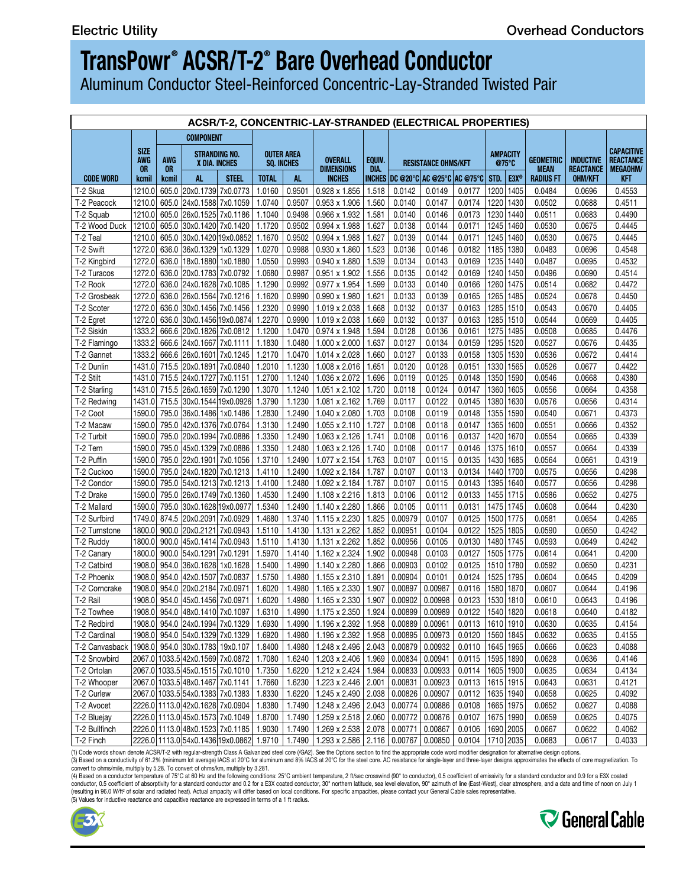# TransPowr® ACSR/T-2® Bare Overhead Conductor

Aluminum Conductor Steel-Reinforced Concentric-Lay-Stranded Twisted Pair

**ACSR/T-2, CONCENTRIC-LAY-STRANDED (ELECTRICAL PROPERTIES)**

| CODE WORD | SIZE AWG OR kcmil | COMPONENT AWG OR kcmil | STRANDING NO. X DIA. INCHES AL | STRANDING NO. X DIA. INCHES STEEL | OUTER AREA SQ. INCHES TOTAL | OUTER AREA SQ. INCHES AL | OVERALL DIMENSIONS INCHES | EQUIV. DIA. INCHES | RESISTANCE OHMS/KFT DC @20°C | RESISTANCE OHMS/KFT AC @25°C | RESISTANCE OHMS/KFT AC @75°C | AMPACITY @75°C STD. | AMPACITY @75°C E3X® | GEOMETRIC MEAN RADIUS FT | INDUCTIVE REACTANCE OHM/KFT | CAPACITIVE REACTANCE MEGAOHM/KFT |
|---|---|---|---|---|---|---|---|---|---|---|---|---|---|---|---|---|
| T-2 Skua | 1210.0 | 605.0 | 20x0.1739 | 7x0.0773 | 1.0160 | 0.9501 | 0.928 x 1.856 | 1.518 | 0.0142 | 0.0149 | 0.0177 | 1200 | 1405 | 0.0484 | 0.0696 | 0.4553 |
| T-2 Peacock | 1210.0 | 605.0 | 24x0.1588 | 7x0.1059 | 1.0740 | 0.9507 | 0.953 x 1.906 | 1.560 | 0.0140 | 0.0147 | 0.0174 | 1220 | 1430 | 0.0502 | 0.0688 | 0.4511 |
| T-2 Squab | 1210.0 | 605.0 | 26x0.1525 | 7x0.1186 | 1.1040 | 0.9498 | 0.966 x 1.932 | 1.581 | 0.0140 | 0.0146 | 0.0173 | 1230 | 1440 | 0.0511 | 0.0683 | 0.4490 |
| T-2 Wood Duck | 1210.0 | 605.0 | 30x0.1420 | 7x0.1420 | 1.1720 | 0.9502 | 0.994 x 1.988 | 1.627 | 0.0138 | 0.0144 | 0.0171 | 1245 | 1460 | 0.0530 | 0.0675 | 0.4445 |
| T-2 Teal | 1210.0 | 605.0 | 30x0.1420 | 19x0.0852 | 1.1670 | 0.9502 | 0.994 x 1.988 | 1.627 | 0.0139 | 0.0144 | 0.0171 | 1245 | 1460 | 0.0530 | 0.0675 | 0.4445 |
| T-2 Swift | 1272.0 | 636.0 | 36x0.1329 | 1x0.1329 | 1.0270 | 0.9988 | 0.930 x 1.860 | 1.523 | 0.0136 | 0.0146 | 0.0182 | 1185 | 1380 | 0.0483 | 0.0696 | 0.4548 |
| T-2 Kingbird | 1272.0 | 636.0 | 18x0.1880 | 1x0.1880 | 1.0550 | 0.9993 | 0.940 x 1.880 | 1.539 | 0.0134 | 0.0143 | 0.0169 | 1235 | 1440 | 0.0487 | 0.0695 | 0.4532 |
| T-2 Turacos | 1272.0 | 636.0 | 20x0.1783 | 7x0.0792 | 1.0680 | 0.9987 | 0.951 x 1.902 | 1.556 | 0.0135 | 0.0142 | 0.0169 | 1240 | 1450 | 0.0496 | 0.0690 | 0.4514 |
| T-2 Rook | 1272.0 | 636.0 | 24x0.1628 | 7x0.1085 | 1.1290 | 0.9992 | 0.977 x 1.954 | 1.599 | 0.0133 | 0.0140 | 0.0166 | 1260 | 1475 | 0.0514 | 0.0682 | 0.4472 |
| T-2 Grosbeak | 1272.0 | 636.0 | 26x0.1564 | 7x0.1216 | 1.1620 | 0.9990 | 0.990 x 1.980 | 1.621 | 0.0133 | 0.0139 | 0.0165 | 1265 | 1485 | 0.0524 | 0.0678 | 0.4450 |
| T-2 Scoter | 1272.0 | 636.0 | 30x0.1456 | 7x0.1456 | 1.2320 | 0.9990 | 1.019 x 2.038 | 1.668 | 0.0132 | 0.0137 | 0.0163 | 1285 | 1510 | 0.0543 | 0.0670 | 0.4405 |
| T-2 Egret | 1272.0 | 636.0 | 30x0.1456 | 19x0.0874 | 1.2270 | 0.9990 | 1.019 x 2.038 | 1.669 | 0.0132 | 0.0137 | 0.0163 | 1285 | 1510 | 0.0544 | 0.0669 | 0.4405 |
| T-2 Siskin | 1333.2 | 666.6 | 20x0.1826 | 7x0.0812 | 1.1200 | 1.0470 | 0.974 x 1.948 | 1.594 | 0.0128 | 0.0136 | 0.0161 | 1275 | 1495 | 0.0508 | 0.0685 | 0.4476 |
| T-2 Flamingo | 1333.2 | 666.6 | 24x0.1667 | 7x0.1111 | 1.1830 | 1.0480 | 1.000 x 2.000 | 1.637 | 0.0127 | 0.0134 | 0.0159 | 1295 | 1520 | 0.0527 | 0.0676 | 0.4435 |
| T-2 Gannet | 1333.2 | 666.6 | 26x0.1601 | 7x0.1245 | 1.2170 | 1.0470 | 1.014 x 2.028 | 1.660 | 0.0127 | 0.0133 | 0.0158 | 1305 | 1530 | 0.0536 | 0.0672 | 0.4414 |
| T-2 Dunlin | 1431.0 | 715.5 | 20x0.1891 | 7x0.0840 | 1.2010 | 1.1230 | 1.008 x 2.016 | 1.651 | 0.0120 | 0.0128 | 0.0151 | 1330 | 1565 | 0.0526 | 0.0677 | 0.4422 |
| T-2 Stilt | 1431.0 | 715.5 | 24x0.1727 | 7x0.1151 | 1.2700 | 1.1240 | 1.036 x 2.072 | 1.696 | 0.0119 | 0.0125 | 0.0148 | 1350 | 1590 | 0.0546 | 0.0668 | 0.4380 |
| T-2 Starling | 1431.0 | 715.5 | 26x0.1659 | 7x0.1290 | 1.3070 | 1.1240 | 1.051 x 2.102 | 1.720 | 0.0118 | 0.0124 | 0.0147 | 1360 | 1605 | 0.0556 | 0.0664 | 0.4358 |
| T-2 Redwing | 1431.0 | 715.5 | 30x0.1544 | 19x0.0926 | 1.3790 | 1.1230 | 1.081 x 2.162 | 1.769 | 0.0117 | 0.0122 | 0.0145 | 1380 | 1630 | 0.0576 | 0.0656 | 0.4314 |
| T-2 Coot | 1590.0 | 795.0 | 36x0.1486 | 1x0.1486 | 1.2830 | 1.2490 | 1.040 x 2.080 | 1.703 | 0.0108 | 0.0119 | 0.0148 | 1355 | 1590 | 0.0540 | 0.0671 | 0.4373 |
| T-2 Macaw | 1590.0 | 795.0 | 42x0.1376 | 7x0.0764 | 1.3130 | 1.2490 | 1.055 x 2.110 | 1.727 | 0.0108 | 0.0118 | 0.0147 | 1365 | 1600 | 0.0551 | 0.0666 | 0.4352 |
| T-2 Turbit | 1590.0 | 795.0 | 20x0.1994 | 7x0.0886 | 1.3350 | 1.2490 | 1.063 x 2.126 | 1.741 | 0.0108 | 0.0116 | 0.0137 | 1420 | 1670 | 0.0554 | 0.0665 | 0.4339 |
| T-2 Tern | 1590.0 | 795.0 | 45x0.1329 | 7x0.0886 | 1.3350 | 1.2480 | 1.063 x 2.126 | 1.740 | 0.0108 | 0.0117 | 0.0146 | 1375 | 1610 | 0.0557 | 0.0664 | 0.4339 |
| T-2 Puffin | 1590.0 | 795.0 | 22x0.1901 | 7x0.1056 | 1.3710 | 1.2490 | 1.077 x 2.154 | 1.763 | 0.0107 | 0.0115 | 0.0135 | 1430 | 1685 | 0.0564 | 0.0661 | 0.4319 |
| T-2 Cuckoo | 1590.0 | 795.0 | 24x0.1820 | 7x0.1213 | 1.4110 | 1.2490 | 1.092 x 2.184 | 1.787 | 0.0107 | 0.0113 | 0.0134 | 1440 | 1700 | 0.0575 | 0.0656 | 0.4298 |
| T-2 Condor | 1590.0 | 795.0 | 54x0.1213 | 7x0.1213 | 1.4100 | 1.2480 | 1.092 x 2.184 | 1.787 | 0.0107 | 0.0115 | 0.0143 | 1395 | 1640 | 0.0577 | 0.0656 | 0.4298 |
| T-2 Drake | 1590.0 | 795.0 | 26x0.1749 | 7x0.1360 | 1.4530 | 1.2490 | 1.108 x 2.216 | 1.813 | 0.0106 | 0.0112 | 0.0133 | 1455 | 1715 | 0.0586 | 0.0652 | 0.4275 |
| T-2 Mallard | 1590.0 | 795.0 | 30x0.1628 | 19x0.0977 | 1.5340 | 1.2490 | 1.140 x 2.280 | 1.866 | 0.0105 | 0.0111 | 0.0131 | 1475 | 1745 | 0.0608 | 0.0644 | 0.4230 |
| T-2 Surfbird | 1749.0 | 874.5 | 20x0.2091 | 7x0.0929 | 1.4680 | 1.3740 | 1.115 x 2.230 | 1.825 | 0.00979 | 0.0107 | 0.0125 | 1500 | 1775 | 0.0581 | 0.0654 | 0.4265 |
| T-2 Turnstone | 1800.0 | 900.0 | 20x0.2121 | 7x0.0943 | 1.5110 | 1.4130 | 1.131 x 2.262 | 1.852 | 0.00951 | 0.0104 | 0.0122 | 1525 | 1805 | 0.0590 | 0.0650 | 0.4242 |
| T-2 Ruddy | 1800.0 | 900.0 | 45x0.1414 | 7x0.0943 | 1.5110 | 1.4130 | 1.131 x 2.262 | 1.852 | 0.00956 | 0.0105 | 0.0130 | 1480 | 1745 | 0.0593 | 0.0649 | 0.4242 |
| T-2 Canary | 1800.0 | 900.0 | 54x0.1291 | 7x0.1291 | 1.5970 | 1.4140 | 1.162 x 2.324 | 1.902 | 0.00948 | 0.0103 | 0.0127 | 1505 | 1775 | 0.0614 | 0.0641 | 0.4200 |
| T-2 Catbird | 1908.0 | 954.0 | 36x0.1628 | 1x0.1628 | 1.5400 | 1.4990 | 1.140 x 2.280 | 1.866 | 0.00903 | 0.0102 | 0.0125 | 1510 | 1780 | 0.0592 | 0.0650 | 0.4231 |
| T-2 Phoenix | 1908.0 | 954.0 | 42x0.1507 | 7x0.0837 | 1.5750 | 1.4980 | 1.155 x 2.310 | 1.891 | 0.00904 | 0.0101 | 0.0124 | 1525 | 1795 | 0.0604 | 0.0645 | 0.4209 |
| T-2 Corncrake | 1908.0 | 954.0 | 20x0.2184 | 7x0.0971 | 1.6020 | 1.4980 | 1.165 x 2.330 | 1.907 | 0.00897 | 0.00987 | 0.0116 | 1580 | 1870 | 0.0607 | 0.0644 | 0.4196 |
| T-2 Rail | 1908.0 | 954.0 | 45x0.1456 | 7x0.0971 | 1.6020 | 1.4980 | 1.165 x 2.330 | 1.907 | 0.00902 | 0.00998 | 0.0123 | 1530 | 1810 | 0.0610 | 0.0643 | 0.4196 |
| T-2 Towhee | 1908.0 | 954.0 | 48x0.1410 | 7x0.1097 | 1.6310 | 1.4990 | 1.175 x 2.350 | 1.924 | 0.00899 | 0.00989 | 0.0122 | 1540 | 1820 | 0.0618 | 0.0640 | 0.4182 |
| T-2 Redbird | 1908.0 | 954.0 | 24x0.1994 | 7x0.1329 | 1.6930 | 1.4990 | 1.196 x 2.392 | 1.958 | 0.00889 | 0.00961 | 0.0113 | 1610 | 1910 | 0.0630 | 0.0635 | 0.4154 |
| T-2 Cardinal | 1908.0 | 954.0 | 54x0.1329 | 7x0.1329 | 1.6920 | 1.4980 | 1.196 x 2.392 | 1.958 | 0.00895 | 0.00973 | 0.0120 | 1560 | 1845 | 0.0632 | 0.0635 | 0.4155 |
| T-2 Canvasback | 1908.0 | 954.0 | 30x0.1783 | 19x0.107 | 1.8400 | 1.4980 | 1.248 x 2.496 | 2.043 | 0.00879 | 0.00932 | 0.0110 | 1645 | 1965 | 0.0666 | 0.0623 | 0.4088 |
| T-2 Snowbird | 2067.0 | 1033.5 | 42x0.1569 | 7x0.0872 | 1.7080 | 1.6240 | 1.203 x 2.406 | 1.969 | 0.00834 | 0.00941 | 0.0115 | 1595 | 1890 | 0.0628 | 0.0636 | 0.4146 |
| T-2 Ortolan | 2067.0 | 1033.5 | 45x0.1515 | 7x0.1010 | 1.7350 | 1.6220 | 1.212 x 2.424 | 1.984 | 0.00833 | 0.00933 | 0.0114 | 1605 | 1900 | 0.0635 | 0.0634 | 0.4134 |
| T-2 Whooper | 2067.0 | 1033.5 | 48x0.1467 | 7x0.1141 | 1.7660 | 1.6230 | 1.223 x 2.446 | 2.001 | 0.00831 | 0.00923 | 0.0113 | 1615 | 1915 | 0.0643 | 0.0631 | 0.4121 |
| T-2 Curlew | 2067.0 | 1033.5 | 54x0.1383 | 7x0.1383 | 1.8330 | 1.6220 | 1.245 x 2.490 | 2.038 | 0.00826 | 0.00907 | 0.0112 | 1635 | 1940 | 0.0658 | 0.0625 | 0.4092 |
| T-2 Avocet | 2226.0 | 1113.0 | 42x0.1628 | 7x0.0904 | 1.8380 | 1.7490 | 1.248 x 2.496 | 2.043 | 0.00774 | 0.00886 | 0.0108 | 1665 | 1975 | 0.0652 | 0.0627 | 0.4088 |
| T-2 Bluejay | 2226.0 | 1113.0 | 45x0.1573 | 7x0.1049 | 1.8700 | 1.7490 | 1.259 x 2.518 | 2.060 | 0.00772 | 0.00876 | 0.0107 | 1675 | 1990 | 0.0659 | 0.0625 | 0.4075 |
| T-2 Bullfinch | 2226.0 | 1113.0 | 48x0.1523 | 7x0.1185 | 1.9030 | 1.7490 | 1.269 x 2.538 | 2.078 | 0.00771 | 0.00867 | 0.0106 | 1690 | 2005 | 0.0667 | 0.0622 | 0.4062 |
| T-2 Finch | 2226.0 | 1113.0 | 54x0.1436 | 19x0.0862 | 1.9710 | 1.7490 | 1.293 x 2.586 | 2.116 | 0.00767 | 0.00850 | 0.0104 | 1710 | 2035 | 0.0683 | 0.0617 | 0.4033 |

(1) Code words shown denote ACSR/T-2 with regular-strength Class A Galvanized steel core (/GA2). See the Options section to find the appropriate code word modifier designation for alternative design options.
(3) Based on a conductivity of 61.2% (minimum lot average) IACS at 20°C for aluminum and 8% IACS at 20°C for the steel core. AC resistance for single-layer and three-layer designs approximates the effects of core magnetization. To convert to ohms/mile, multiply by 5.28. To convert of ohms/km, multiply by 3.281.
(4) Based on a conductor temperature of 75°C at 60 Hz and the following conditions: 25°C ambient temperature, 2 ft/sec crosswind (90° to conductor), 0.5 coefficient of emissivity for a standard conductor and 0.9 for a E3X coated conductor, 0.5 coefficient of absorptivity for a standard conductor and 0.2 for a E3X coated conductor, 30° northern latitude, sea level elevation, 90° azimuth of line (East-West), clear atmosphere, and a date and time of noon on July 1 (resulting in 96.0 W/ft² of solar and radiated heat). Actual ampacity will differ based on local conditions. For specific ampacities, please contact your General Cable sales representative.
(5) Values for inductive reactance and capacitive reactance are expressed in terms of a 1 ft radius.